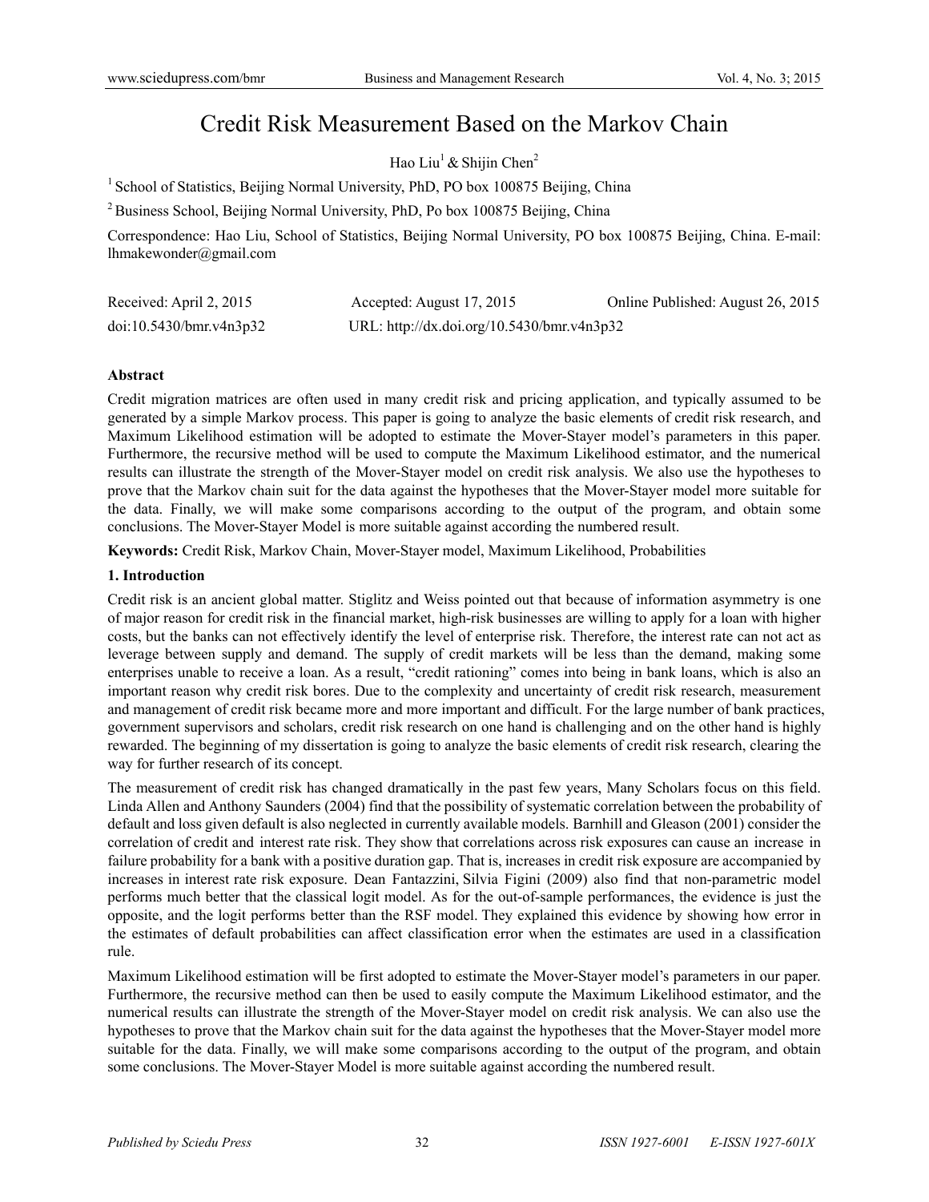# Credit Risk Measurement Based on the Markov Chain

Hao Liu[1] & Shijin Chen[2]

[1] School of Statistics, Beijing Normal University, PhD, PO box 100875 Beijing, China

[2] Business School, Beijing Normal University, PhD, Po box 100875 Beijing, China

Correspondence: Hao Liu, School of Statistics, Beijing Normal University, PO box 100875 Beijing, China. E-mail: lhmakewonder@gmail.com

Received: April 2, 2015 Accepted: August 17, 2015 Online Published: August 26, 2015

doi:10.5430/bmr.v4n3p32 URL: http://dx.doi.org/10.5430/bmr.v4n3p32

## Abstract

Credit migration matrices are often used in many credit risk and pricing application, and typically assumed to be generated by a simple Markov process. This paper is going to analyze the basic elements of credit risk research, and Maximum Likelihood estimation will be adopted to estimate the Mover-Stayer model's parameters in this paper. Furthermore, the recursive method will be used to compute the Maximum Likelihood estimator, and the numerical results can illustrate the strength of the Mover-Stayer model on credit risk analysis. We also use the hypotheses to prove that the Markov chain suit for the data against the hypotheses that the Mover-Stayer model more suitable for the data. Finally, we will make some comparisons according to the output of the program, and obtain some conclusions. The Mover-Stayer Model is more suitable against according the numbered result.

**Keywords:** Credit Risk, Markov Chain, Mover-Stayer model, Maximum Likelihood, Probabilities

## 1. Introduction

Credit risk is an ancient global matter. Stiglitz and Weiss pointed out that because of information asymmetry is one of major reason for credit risk in the financial market, high-risk businesses are willing to apply for a loan with higher costs, but the banks can not effectively identify the level of enterprise risk. Therefore, the interest rate can not act as leverage between supply and demand. The supply of credit markets will be less than the demand, making some enterprises unable to receive a loan. As a result, "credit rationing" comes into being in bank loans, which is also an important reason why credit risk bores. Due to the complexity and uncertainty of credit risk research, measurement and management of credit risk became more and more important and difficult. For the large number of bank practices, government supervisors and scholars, credit risk research on one hand is challenging and on the other hand is highly rewarded. The beginning of my dissertation is going to analyze the basic elements of credit risk research, clearing the way for further research of its concept.

The measurement of credit risk has changed dramatically in the past few years, Many Scholars focus on this field. Linda Allen and Anthony Saunders (2004) find that the possibility of systematic correlation between the probability of default and loss given default is also neglected in currently available models. Barnhill and Gleason (2001) consider the correlation of credit and interest rate risk. They show that correlations across risk exposures can cause an increase in failure probability for a bank with a positive duration gap. That is, increases in credit risk exposure are accompanied by increases in interest rate risk exposure. Dean Fantazzini, Silvia Figini (2009) also find that non-parametric model performs much better that the classical logit model. As for the out-of-sample performances, the evidence is just the opposite, and the logit performs better than the RSF model. They explained this evidence by showing how error in the estimates of default probabilities can affect classification error when the estimates are used in a classification rule.

Maximum Likelihood estimation will be first adopted to estimate the Mover-Stayer model's parameters in our paper. Furthermore, the recursive method can then be used to easily compute the Maximum Likelihood estimator, and the numerical results can illustrate the strength of the Mover-Stayer model on credit risk analysis. We can also use the hypotheses to prove that the Markov chain suit for the data against the hypotheses that the Mover-Stayer model more suitable for the data. Finally, we will make some comparisons according to the output of the program, and obtain some conclusions. The Mover-Stayer Model is more suitable against according the numbered result.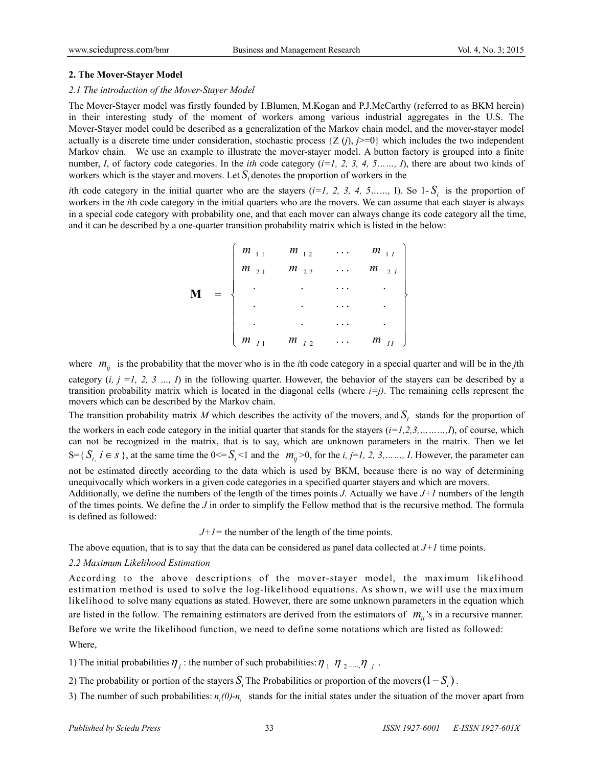### 2. The Mover-Stayer Model

*2.1 The introduction of the Mover-Stayer Model*

The Mover-Stayer model was firstly founded by I.Blumen, M.Kogan and P.J.McCarthy (referred to as BKM herein) in their interesting study of the moment of workers among various industrial aggregates in the U.S. The Mover-Stayer model could be described as a generalization of the Markov chain model, and the mover-stayer model actually is a discrete time under consideration, stochastic process {Z (*j*), *j*>=0} which includes the two independent Markov chain. We use an example to illustrate the mover-stayer model. A button factory is grouped into a finite number, *I*, of factory code categories. In the *ith* code category (*i=1, 2, 3, 4, 5……, I*), there are about two kinds of workers which is the stayer and movers. Let $S_i$ denotes the proportion of workers in the *i*th code category in the initial quarter who are the stayers (*i=1, 2, 3, 4, 5……,* I). So 1-$S_i$ is the proportion of workers in the *i*th code category in the initial quarters who are the movers. We can assume that each stayer is always in a special code category with probability one, and that each mover can always change its code category all the time, and it can be described by a one-quarter transition probability matrix which is listed in the below:

$$
\mathbf{M} = \begin{Bmatrix} m_{11} & m_{12} & \cdots & m_{1I} \\ m_{21} & m_{22} & \cdots & m_{2I} \\ . & . & \cdots & . \\ . & . & \cdots & . \\ . & . & \cdots & . \\ m_{I1} & m_{I2} & \cdots & m_{II} \end{Bmatrix}
$$

where $m_{ij}$ is the probability that the mover who is in the *i*th code category in a special quarter and will be in the *j*th category (*i, j =1, 2, 3 …, I*) in the following quarter. However, the behavior of the stayers can be described by a transition probability matrix which is located in the diagonal cells (where *i=j)*. The remaining cells represent the movers which can be described by the Markov chain.

The transition probability matrix *M* which describes the activity of the movers, and $S_i$ stands for the proportion of the workers in each code category in the initial quarter that stands for the stayers (*i=1,2,3,………,I*), of course, which can not be recognized in the matrix, that is to say, which are unknown parameters in the matrix. Then we let S={ $S_{i,}$ $i \in s$ }, at the same time the $0 <= S_i < 1$ and the $m_{ij} > 0$, for the *i, j=1, 2, 3,……, I*. However, the parameter can not be estimated directly according to the data which is used by BKM, because there is no way of determining unequivocally which workers in a given code categories in a specified quarter stayers and which are movers.

Additionally, we define the numbers of the length of the times points *J*. Actually we have *J+1* numbers of the length of the times points. We define the *J* in order to simplify the Fellow method that is the recursive method. The formula is defined as followed:

*J+1*= the number of the length of the time points.

The above equation, that is to say that the data can be considered as panel data collected at *J+1* time points.

*2.2 Maximum Likelihood Estimation*

According to the above descriptions of the mover-stayer model, the maximum likelihood estimation method is used to solve the log-likelihood equations. As shown, we will use the maximum likelihood to solve many equations as stated. However, there are some unknown parameters in the equation which are listed in the follow. The remaining estimators are derived from the estimators of $m_{ii}$'s in a recursive manner.

Before we write the likelihood function, we need to define some notations which are listed as followed:

Where,

1) The initial probabilities $\eta_j$ : the number of such probabilities: $\eta_1$ $\eta_{2\,.....,}\eta_j$ .

2) The probability or portion of the stayers $S_i$ The Probabilities or proportion of the movers $(1-S_i)$ .

3) The number of such probabilities: $n_i(0)$-$n_i$ stands for the initial states under the situation of the mover apart from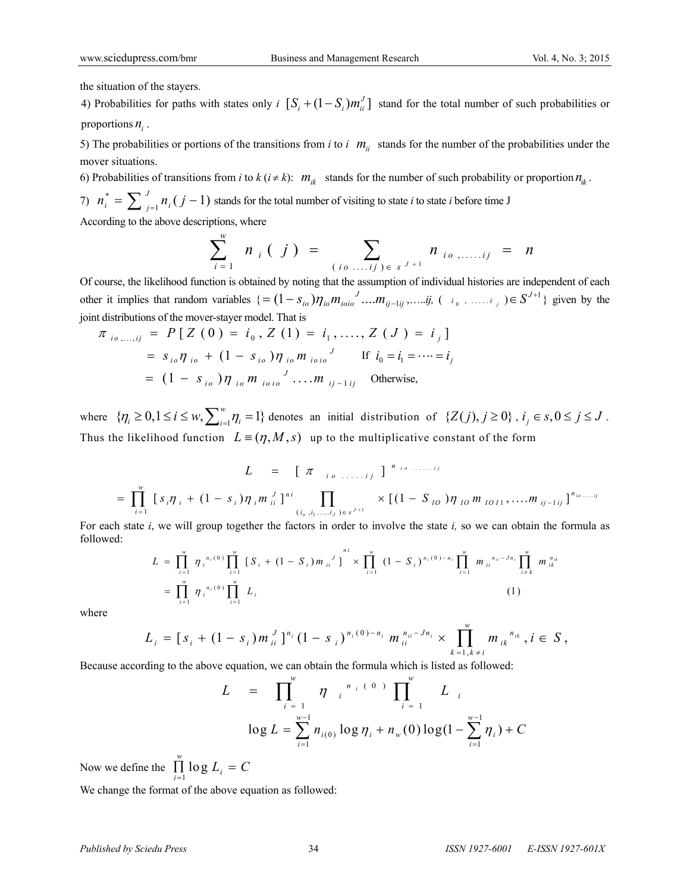the situation of the stayers.

4) Probabilities for paths with states only $i$ $[S_i + (1-S_i)m_{ii}^J]$ stand for the total number of such probabilities or proportions $n_i$.

5) The probabilities or portions of the transitions from $i$ to $i$ $m_{ii}$ stands for the number of the probabilities under the mover situations.

6) Probabilities of transitions from $i$ to $k$ ($i \neq k$): $m_{ik}$ stands for the number of such probability or proportion $n_{ik}$.

7) $n_i^* = \sum_{j=1}^{J} n_i(j-1)$ stands for the total number of visiting to state $i$ to state $i$ before time J

According to the above descriptions, where

$$\sum_{i=1}^{w} n_i(j) = \sum_{(io \ldots ij) \in s^{J+1}} n_{io,\ldots,ij} = n$$

Of course, the likelihood function is obtained by noting that the assumption of individual histories are independent of each other it implies that random variables $\{= (1-s_{io})\eta_{io} m_{ioio}{}^{J} \ldots m_{ij-1ij}, \ldots ij, \ (i_0, \ldots, i_j) \in S^{J+1}\}$ given by the joint distributions of the mover-stayer model. That is

$$\begin{aligned}
\pi_{io,\ldots,ij} &= P[Z(0) = i_0, Z(1) = i_1, \ldots, Z(J) = i_j] \\
&= s_{io}\eta_{io} + (1-s_{io})\eta_{io} m_{ioio}{}^{J} \qquad \text{If } i_0 = i_1 = \cdots = i_j \\
&= (1-s_{io})\eta_{io} m_{ioio}{}^{J} \ldots m_{ij-1ij} \qquad \text{Otherwise,}
\end{aligned}$$

where $\{\eta_i \geq 0, 1 \leq i \leq w, \sum_{i=1}^{w} \eta_i = 1\}$ denotes an initial distribution of $\{Z(j), j \geq 0\}$, $i_j \in s, 0 \leq j \leq J$. Thus the likelihood function $L \equiv (\eta, M, s)$ up to the multiplicative constant of the form

$$L = [\pi_{io\ldots\ldots ij}]^{n_{io\ldots\ldots ij}}$$

$$= \prod_{i=1}^{w} [s_i\eta_i + (1-s_i)\eta_i m_{ii}^{J}]^{ni} \prod_{(i_o, i_1, \ldots, i_j) \in s^{J+1}} \times [(1-S_{IO})\eta_{IO} m_{IOI1}, \ldots m_{ij-1ij}]^{n_{io\ldots\ldots ij}}$$

For each state $i$, we will group together the factors in order to involve the state $i$, so we can obtain the formula as followed:

$$\begin{aligned}
L &= \prod_{i=1}^{w} \eta_i^{n_i(0)} \prod_{i=1}^{w} [S_i + (1-S_i) m_{ii}{}^{J}]^{ni} \times \prod_{i=1}^{w} (1-S_i)^{n_i(0)-n_i} \prod_{i=1}^{w} m_{ii}{}^{n_{ii}-Jn_i} \prod_{i \neq k}^{w} m_{ik}^{n_{ik}} \\
&= \prod_{i=1}^{w} \eta_i^{n_i(0)} \prod_{i=1}^{w} L_i \qquad (1)
\end{aligned}$$

where

$$L_i = [s_i + (1-s_i)m_{ii}^{J}]^{n_i} (1-s_i)^{n_i(0)-n_i} m_{ii}^{n_{ii}-Jn_i} \times \prod_{k=1, k \neq i}^{w} m_{ik}{}^{n_{ik}}, i \in S,$$

Because according to the above equation, we can obtain the formula which is listed as followed:

$$L = \prod_{i=1}^{w} \eta_i^{n_i(0)} \prod_{i=1}^{w} L_i$$

$$\log L = \sum_{i=1}^{w-1} n_{i(0)} \log \eta_i + n_w(0) \log(1 - \sum_{i=1}^{w-1} \eta_i) + C$$

Now we define the $\prod_{i=1}^{w} \log L_i = C$

We change the format of the above equation as followed: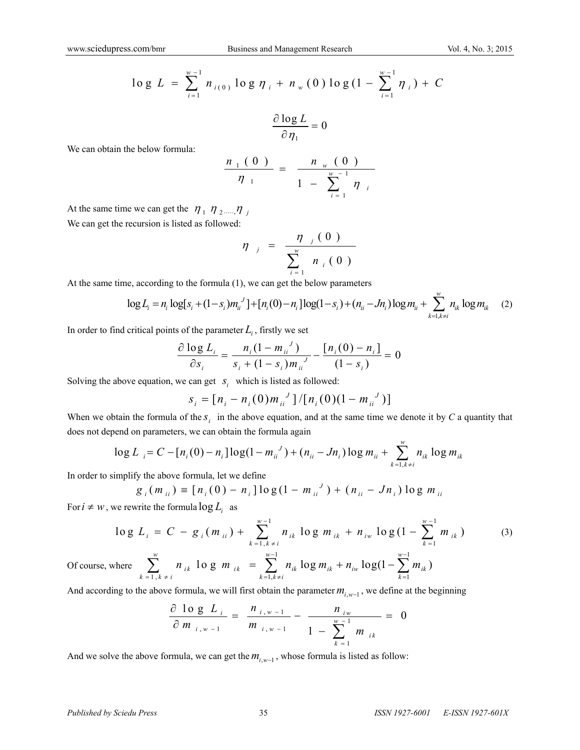$$\log L = \sum_{i=1}^{w-1} n_{i(0)} \log \eta_i + n_w(0) \log(1 - \sum_{i=1}^{w-1} \eta_i) + C$$

$$\frac{\partial \log L}{\partial \eta_1} = 0$$

We can obtain the below formula:

$$\frac{n_1(0)}{\eta_1} = \frac{n_w(0)}{1 - \sum_{i=1}^{w-1} \eta_i}$$

At the same time we can get the $\eta_1 \ \eta_2 \ldots, \eta_j$

We can get the recursion is listed as followed:

$$\eta_j = \frac{\eta_j(0)}{\sum_{i=1}^{w} n_i(0)}$$

At the same time, according to the formula (1), we can get the below parameters

$$\log L_i = n_i \log[s_i + (1-s_i)m_{ii}^J] + [n_i(0) - n_i]\log(1-s_i) + (n_{ii} - Jn_i)\log m_{ii} + \sum_{k=1,k\neq i}^{w} n_{ik} \log m_{ik} \quad (2)$$

In order to find critical points of the parameter $L_i$, firstly we set

$$\frac{\partial \log L_i}{\partial s_i} = \frac{n_i(1 - m_{ii}^J)}{s_i + (1-s_i)m_{ii}^J} - \frac{[n_i(0) - n_i]}{(1-s_i)} = 0$$

Solving the above equation, we can get $s_i$ which is listed as followed:

$$s_i = [n_i - n_i(0)m_{ii}^J]/[n_i(0)(1 - m_{ii}^J)]$$

When we obtain the formula of the $s_i$ in the above equation, and at the same time we denote it by *C* a quantity that does not depend on parameters, we can obtain the formula again

$$\log L_i = C - [n_i(0) - n_i]\log(1 - m_{ii}^J) + (n_{ii} - Jn_i)\log m_{ii} + \sum_{k=1,k\neq i}^{w} n_{ik} \log m_{ik}$$

In order to simplify the above formula, let we define

$$g_i(m_{ii}) \equiv [n_i(0) - n_i]\log(1 - m_{ii}^J) + (n_{ii} - Jn_i)\log m_{ii}$$

For $i \neq w$, we rewrite the formula $\log L_i$ as

$$\log L_i = C - g_i(m_{ii}) + \sum_{k=1,k\neq i}^{w-1} n_{ik} \log m_{ik} + n_{iw} \log(1 - \sum_{k=1}^{w-1} m_{ik}) \quad (3)$$

Of course, where $\sum_{k=1,k\neq i}^{w} n_{ik} \log m_{ik} = \sum_{k=1,k\neq i}^{w-1} n_{ik} \log m_{ik} + n_{iw} \log(1 - \sum_{k=1}^{w-1} m_{ik})$

And according to the above formula, we will first obtain the parameter $m_{i,w-1}$, we define at the beginning

$$\frac{\partial \log L_i}{\partial m_{i,w-1}} = \frac{n_{i,w-1}}{m_{i,w-1}} - \frac{n_{iw}}{1 - \sum_{k=1}^{w-1} m_{ik}} = 0$$

And we solve the above formula, we can get the $m_{i,w-1}$, whose formula is listed as follow: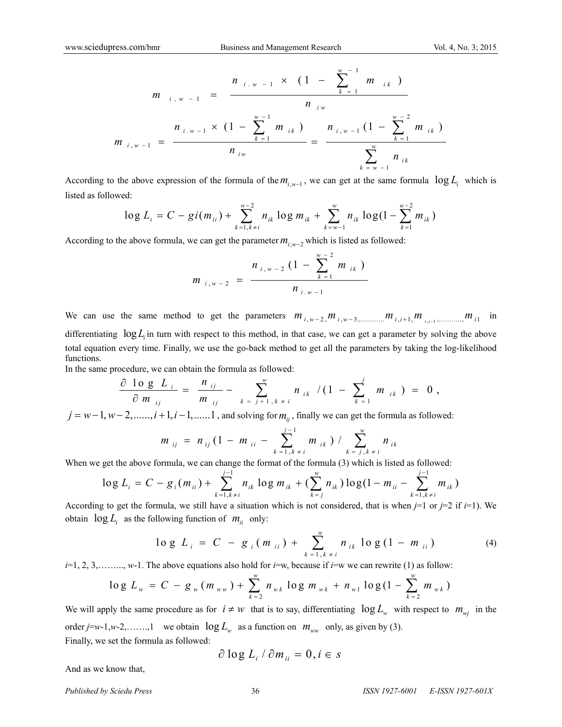$$m_{i,w-1} = \frac{n_{i.w-1} \times (1 - \sum_{k=1}^{w-1} m_{ik})}{n_{iw}}$$

$$m_{i,w-1} = \frac{n_{i.w-1} \times (1 - \sum_{k=1}^{w-1} m_{ik})}{n_{iw}} = \frac{n_{i,w-1}(1 - \sum_{k=1}^{w-2} m_{ik})}{\sum_{k=w-1}^{w} n_{ik}}$$

According to the above expression of the formula of the $m_{i,w-1}$, we can get at the same formula $\log L_i$ which is listed as followed:

$$\log L_i = C - gi(m_{ii}) + \sum_{k=1,k\neq i}^{w-2} n_{ik} \log m_{ik} + \sum_{k=w-1}^{w} n_{ik} \log(1 - \sum_{k=1}^{w-2} m_{ik})$$

According to the above formula, we can get the parameter $m_{i,w-2}$ which is listed as followed:

$$m_{i,w-2} = \frac{n_{i,w-2}(1 - \sum_{k=1}^{w-2} m_{ik})}{n_{i.w-1}}$$

We can use the same method to get the parameters $m_{i,w-2}, m_{i,w-3,}.........., m_{i,i+1}, m_{i,i-1},.........., m_{i1}$ in differentiating $\log L_i$ in turn with respect to this method, in that case, we can get a parameter by solving the above total equation every time. Finally, we use the go-back method to get all the parameters by taking the log-likelihood functions.

In the same procedure, we can obtain the formula as followed:

$$\frac{\partial \log L_i}{\partial m_{ij}} = \frac{n_{ij}}{m_{ij}} - \sum_{k=j+1,k\neq i}^{w} n_{ik} / (1 - \sum_{k=1}^{j} m_{ik}) = 0,$$

$j = w-1, w-2, ......, i+1, i-1, ......1$, and solving for $m_{ij}$, finally we can get the formula as followed:

$$m_{ij} = n_{ij}(1 - m_{ii} - \sum_{k=1,k\neq i}^{j-1} m_{ik}) / \sum_{k=j,k\neq i}^{w} n_{ik}$$

When we get the above formula, we can change the format of the formula (3) which is listed as followed:

$$\log L_i = C - g_i(m_{ii}) + \sum_{k=1,k\neq i}^{j-1} n_{ik} \log m_{ik} + (\sum_{k=j}^{w} n_{ik}) \log(1 - m_{ii} - \sum_{k=1,k\neq i}^{j-1} m_{ik})$$

According to get the formula, we still have a situation which is not considered, that is when $j$=1 or $j$=2 if $i$=1). We obtain $\log L_i$ as the following function of $m_{ii}$ only:

$$\log L_i = C - g_i(m_{ii}) + \sum_{k=1,k\neq i}^{w} n_{ik} \log(1 - m_{ii}) \tag{4}$$

$i$=1, 2, 3,…….., $w$-1. The above equations also hold for $i$=w, because if $i$=w we can rewrite (1) as follow:

$$\log L_w = C - g_w(m_{ww}) + \sum_{k=2}^{w} n_{wk} \log m_{wk} + n_{w1} \log(1 - \sum_{k=2}^{w} m_{wk})$$

We will apply the same procedure as for $i \neq w$ that is to say, differentiating $\log L_w$ with respect to $m_{wj}$ in the order $j$=$w$-1,$w$-2,…….,1 we obtain $\log L_w$ as a function on $m_{ww}$ only, as given by (3).

Finally, we set the formula as followed:

$$\partial \log L_i / \partial m_{ii} = 0, i \in s$$

And as we know that,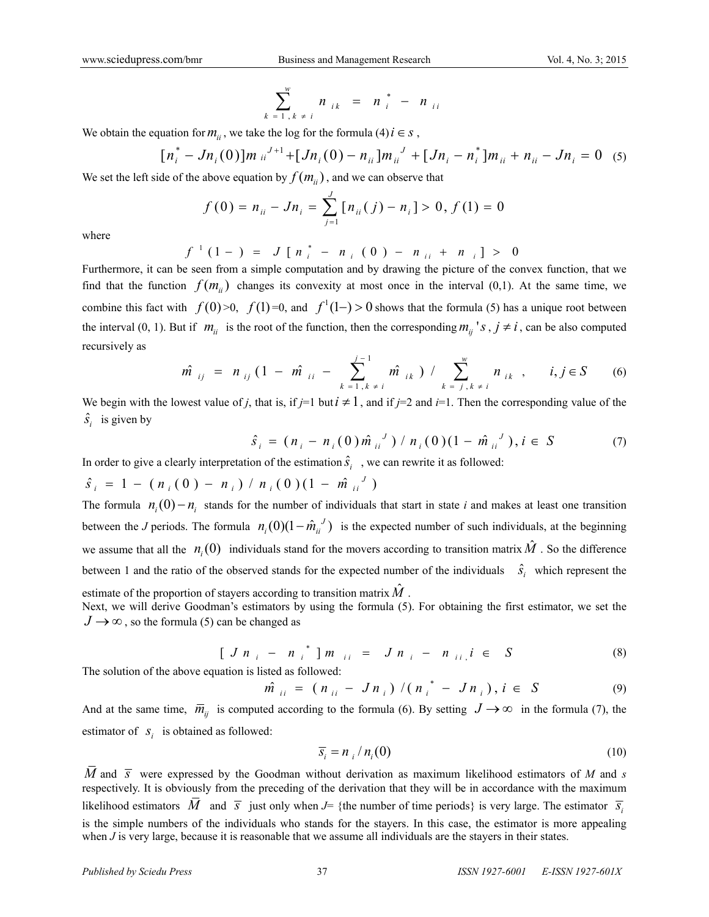$$\sum_{k=1, k \neq i}^{w} n_{ik} = n_i^* - n_{ii}$$

We obtain the equation for $m_{ii}$, we take the log for the formula (4) $i \in s$ ,

$$[n_i^* - Jn_i(0)]m_{ii}^{J+1} + [Jn_i(0) - n_{ii}]m_{ii}^{J} + [Jn_i - n_i^*]m_{ii} + n_{ii} - Jn_i = 0 \quad (5)$$

We set the left side of the above equation by $f(m_{ii})$, and we can observe that

$$f(0) = n_{ii} - Jn_i = \sum_{j=1}^{J} [n_{ii}(j) - n_i] > 0, \, f(1) = 0$$

where

$$f^{1}(1-) = J[n_i^* - n_i(0) - n_{ii} + n_i] > 0$$

Furthermore, it can be seen from a simple computation and by drawing the picture of the convex function, that we find that the function $f(m_{ii})$ changes its convexity at most once in the interval (0,1). At the same time, we combine this fact with $f(0)$>0, $f(1)$=0, and $f^{1}(1-) > 0$ shows that the formula (5) has a unique root between the interval (0, 1). But if $m_{ii}$ is the root of the function, then the corresponding $m_{ij}$ '$s$ , $j \neq i$ , can be also computed recursively as

$$\hat{m}_{ij} = n_{ij}(1 - \hat{m}_{ii} - \sum_{k=1, k \neq i}^{j-1} \hat{m}_{ik}) / \sum_{k=j, k \neq i}^{w} n_{ik}, \qquad i, j \in S \quad (6)$$

We begin with the lowest value of *j*, that is, if *j*=1 but $i \neq 1$ , and if *j*=2 and *i*=1. Then the corresponding value of the $\hat{s}_i$ is given by

$$\hat{s}_i = (n_i - n_i(0)\hat{m}_{ii}^{J}) / n_i(0)(1 - \hat{m}_{ii}^{J}), i \in S \quad (7)$$

In order to give a clearly interpretation of the estimation $\hat{s}_i$ , we can rewrite it as followed:

$$\hat{s}_i = 1 - (n_i(0) - n_i) / n_i(0)(1 - \hat{m}_{ii}^{J})$$

The formula $n_i(0) - n_i$ stands for the number of individuals that start in state *i* and makes at least one transition between the *J* periods. The formula $n_i(0)(1 - \hat{m}_{ii}^{J})$ is the expected number of such individuals, at the beginning we assume that all the $n_i(0)$ individuals stand for the movers according to transition matrix $\hat{M}$ . So the difference between 1 and the ratio of the observed stands for the expected number of the individuals $\hat{s}_i$ which represent the estimate of the proportion of stayers according to transition matrix $\hat{M}$ .

Next, we will derive Goodman's estimators by using the formula (5). For obtaining the first estimator, we set the $J \rightarrow \infty$ , so the formula (5) can be changed as

$$[Jn_i - n_i^*]m_{ii} = Jn_i - n_{ii}, i \in S \quad (8)$$

The solution of the above equation is listed as followed:

$$\hat{m}_{ii} = (n_{ii} - Jn_i) / (n_i^* - Jn_i), i \in S \quad (9)$$

And at the same time, $\overline{m}_{ij}$ is computed according to the formula (6). By setting $J \rightarrow \infty$ in the formula (7), the estimator of $s_i$ is obtained as followed:

$$\overline{s}_i = n_i / n_i(0) \quad (10)$$

$\overline{M}$ and $\overline{s}$ were expressed by the Goodman without derivation as maximum likelihood estimators of *M* and *s* respectively. It is obviously from the preceding of the derivation that they will be in accordance with the maximum likelihood estimators $\overline{M}$ and $\overline{s}$ just only when *J*= {the number of time periods} is very large. The estimator $\overline{s}_i$ is the simple numbers of the individuals who stands for the stayers. In this case, the estimator is more appealing when *J* is very large, because it is reasonable that we assume all individuals are the stayers in their states.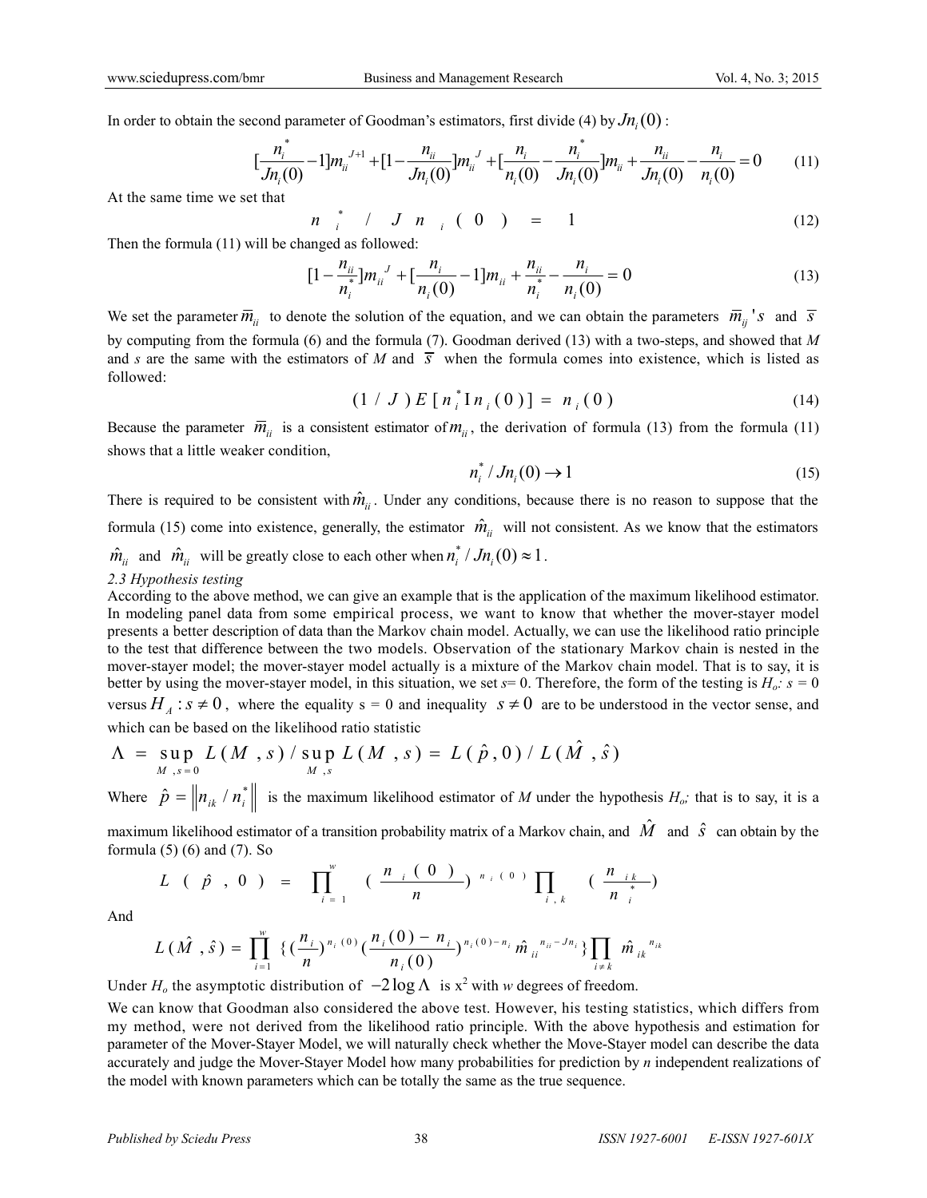In order to obtain the second parameter of Goodman's estimators, first divide (4) by $Jn_i(0)$ :

$$[\frac{n_i^*}{Jn_i(0)}-1]m_{ii}^{J+1}+[1-\frac{n_{ii}}{Jn_i(0)}]m_{ii}^{J}+[\frac{n_i}{n_i(0)}-\frac{n_i^*}{Jn_i(0)}]m_{ii}+\frac{n_{ii}}{Jn_i(0)}-\frac{n_i}{n_i(0)}=0 \quad (11)$$

At the same time we set that

$$n_i^* / Jn_i(0) = 1 \quad (12)$$

Then the formula (11) will be changed as followed:

$$[1-\frac{n_{ii}}{n_i^*}]m_{ii}^{J}+[\frac{n_i}{n_i(0)}-1]m_{ii}+\frac{n_{ii}}{n_i^*}-\frac{n_i}{n_i(0)}=0 \quad (13)$$

We set the parameter $\overline{m}_{ii}$ to denote the solution of the equation, and we can obtain the parameters $\overline{m}_{ij}{'s}$ and $\overline{s}$ by computing from the formula (6) and the formula (7). Goodman derived (13) with a two-steps, and showed that $M$ and $s$ are the same with the estimators of $M$ and $\overline{s}$ when the formula comes into existence, which is listed as followed:

$$(1/J)E[n_i^* \mathrm{I} n_i(0)] = n_i(0) \quad (14)$$

Because the parameter $\overline{m}_{ii}$ is a consistent estimator of $m_{ii}$, the derivation of formula (13) from the formula (11) shows that a little weaker condition,

$$n_i^* / Jn_i(0) \to 1 \quad (15)$$

There is required to be consistent with $\hat{m}_{ii}$. Under any conditions, because there is no reason to suppose that the formula (15) come into existence, generally, the estimator $\hat{m}_{ii}$ will not consistent. As we know that the estimators $\hat{m}_{ii}$ and $\hat{m}_{ii}$ will be greatly close to each other when $n_i^* / Jn_i(0) \approx 1$.

*2.3 Hypothesis testing*

According to the above method, we can give an example that is the application of the maximum likelihood estimator. In modeling panel data from some empirical process, we want to know that whether the mover-stayer model presents a better description of data than the Markov chain model. Actually, we can use the likelihood ratio principle to the test that difference between the two models. Observation of the stationary Markov chain is nested in the mover-stayer model; the mover-stayer model actually is a mixture of the Markov chain model. That is to say, it is better by using the mover-stayer model, in this situation, we set $s$= 0. Therefore, the form of the testing is $H_o$: $s$ = 0 versus $H_A: s \neq 0$, where the equality s = 0 and inequality $s \neq 0$ are to be understood in the vector sense, and which can be based on the likelihood ratio statistic

$$\Lambda = \sup_{M, s=0} L(M, s) / \sup_{M, s} L(M, s) = L(\hat{p}, 0) / L(\hat{M}, \hat{s})$$

Where $\hat{p} = \left\| n_{ik} / n_i^* \right\|$ is the maximum likelihood estimator of $M$ under the hypothesis $H_o$; that is to say, it is a maximum likelihood estimator of a transition probability matrix of a Markov chain, and $\hat{M}$ and $\hat{s}$ can obtain by the formula (5) (6) and (7). So

$$L(\hat{p}, 0) = \prod_{i=1}^{w} (\frac{n_i(0)}{n})^{n_i(0)} \prod_{i,k} (\frac{n_{ik}}{n_i^*})$$

And

$$L(\hat{M}, \hat{s}) = \prod_{i=1}^{w} \{(\frac{n_i}{n})^{n_i(0)} (\frac{n_i(0)-n_i}{n_i(0)})^{n_i(0)-n_i} \hat{m}_{ii}^{\,n_{ii}-Jn_i}\} \prod_{i \neq k} \hat{m}_{ik}^{\,n_{ik}}$$

Under $H_o$ the asymptotic distribution of $-2\log \Lambda$ is $x^2$ with $w$ degrees of freedom.

We can know that Goodman also considered the above test. However, his testing statistics, which differs from my method, were not derived from the likelihood ratio principle. With the above hypothesis and estimation for parameter of the Mover-Stayer Model, we will naturally check whether the Move-Stayer model can describe the data accurately and judge the Mover-Stayer Model how many probabilities for prediction by $n$ independent realizations of the model with known parameters which can be totally the same as the true sequence.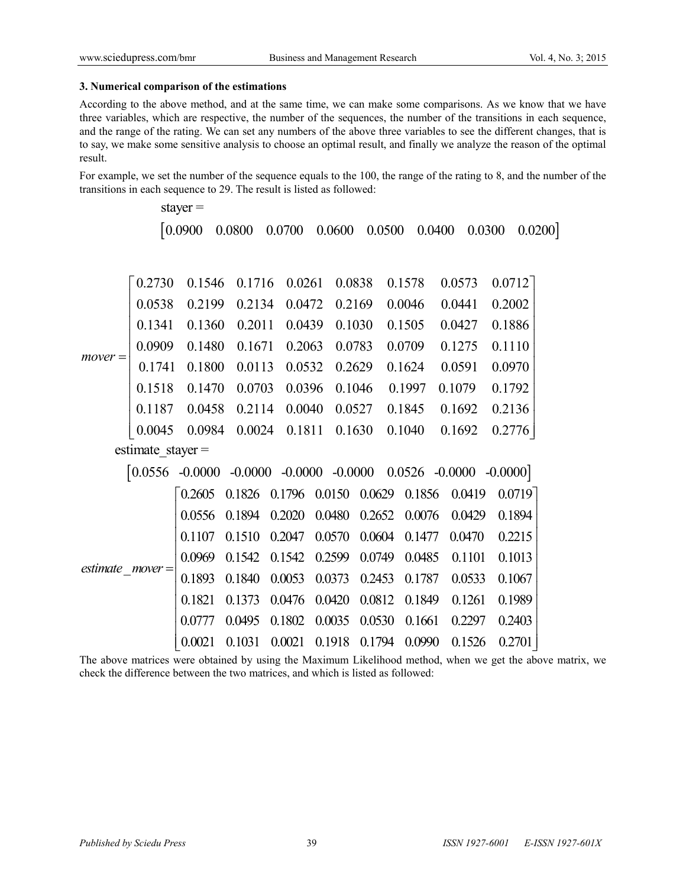### 3. Numerical comparison of the estimations

According to the above method, and at the same time, we can make some comparisons. As we know that we have three variables, which are respective, the number of the sequences, the number of the transitions in each sequence, and the range of the rating. We can set any numbers of the above three variables to see the different changes, that is to say, we make some sensitive analysis to choose an optimal result, and finally we analyze the reason of the optimal result.

For example, we set the number of the sequence equals to the 100, the range of the rating to 8, and the number of the transitions in each sequence to 29. The result is listed as followed:

$$\text{stayer} =$$
$$\begin{bmatrix} 0.0900 & 0.0800 & 0.0700 & 0.0600 & 0.0500 & 0.0400 & 0.0300 & 0.0200 \end{bmatrix}$$

$$mover = \begin{bmatrix} 0.2730 & 0.1546 & 0.1716 & 0.0261 & 0.0838 & 0.1578 & 0.0573 & 0.0712 \\ 0.0538 & 0.2199 & 0.2134 & 0.0472 & 0.2169 & 0.0046 & 0.0441 & 0.2002 \\ 0.1341 & 0.1360 & 0.2011 & 0.0439 & 0.1030 & 0.1505 & 0.0427 & 0.1886 \\ 0.0909 & 0.1480 & 0.1671 & 0.2063 & 0.0783 & 0.0709 & 0.1275 & 0.1110 \\ 0.1741 & 0.1800 & 0.0113 & 0.0532 & 0.2629 & 0.1624 & 0.0591 & 0.0970 \\ 0.1518 & 0.1470 & 0.0703 & 0.0396 & 0.1046 & 0.1997 & 0.1079 & 0.1792 \\ 0.1187 & 0.0458 & 0.2114 & 0.0040 & 0.0527 & 0.1845 & 0.1692 & 0.2136 \\ 0.0045 & 0.0984 & 0.0024 & 0.1811 & 0.1630 & 0.1040 & 0.1692 & 0.2776 \end{bmatrix}$$

$$\text{estimate\_stayer} =$$
$$\begin{bmatrix} 0.0556 & -0.0000 & -0.0000 & -0.0000 & -0.0000 & 0.0526 & -0.0000 & -0.0000 \end{bmatrix}$$

$$estimate\_mover = \begin{bmatrix} 0.2605 & 0.1826 & 0.1796 & 0.0150 & 0.0629 & 0.1856 & 0.0419 & 0.0719 \\ 0.0556 & 0.1894 & 0.2020 & 0.0480 & 0.2652 & 0.0076 & 0.0429 & 0.1894 \\ 0.1107 & 0.1510 & 0.2047 & 0.0570 & 0.0604 & 0.1477 & 0.0470 & 0.2215 \\ 0.0969 & 0.1542 & 0.1542 & 0.2599 & 0.0749 & 0.0485 & 0.1101 & 0.1013 \\ 0.1893 & 0.1840 & 0.0053 & 0.0373 & 0.2453 & 0.1787 & 0.0533 & 0.1067 \\ 0.1821 & 0.1373 & 0.0476 & 0.0420 & 0.0812 & 0.1849 & 0.1261 & 0.1989 \\ 0.0777 & 0.0495 & 0.1802 & 0.0035 & 0.0530 & 0.1661 & 0.2297 & 0.2403 \\ 0.0021 & 0.1031 & 0.0021 & 0.1918 & 0.1794 & 0.0990 & 0.1526 & 0.2701 \end{bmatrix}$$

The above matrices were obtained by using the Maximum Likelihood method, when we get the above matrix, we check the difference between the two matrices, and which is listed as followed: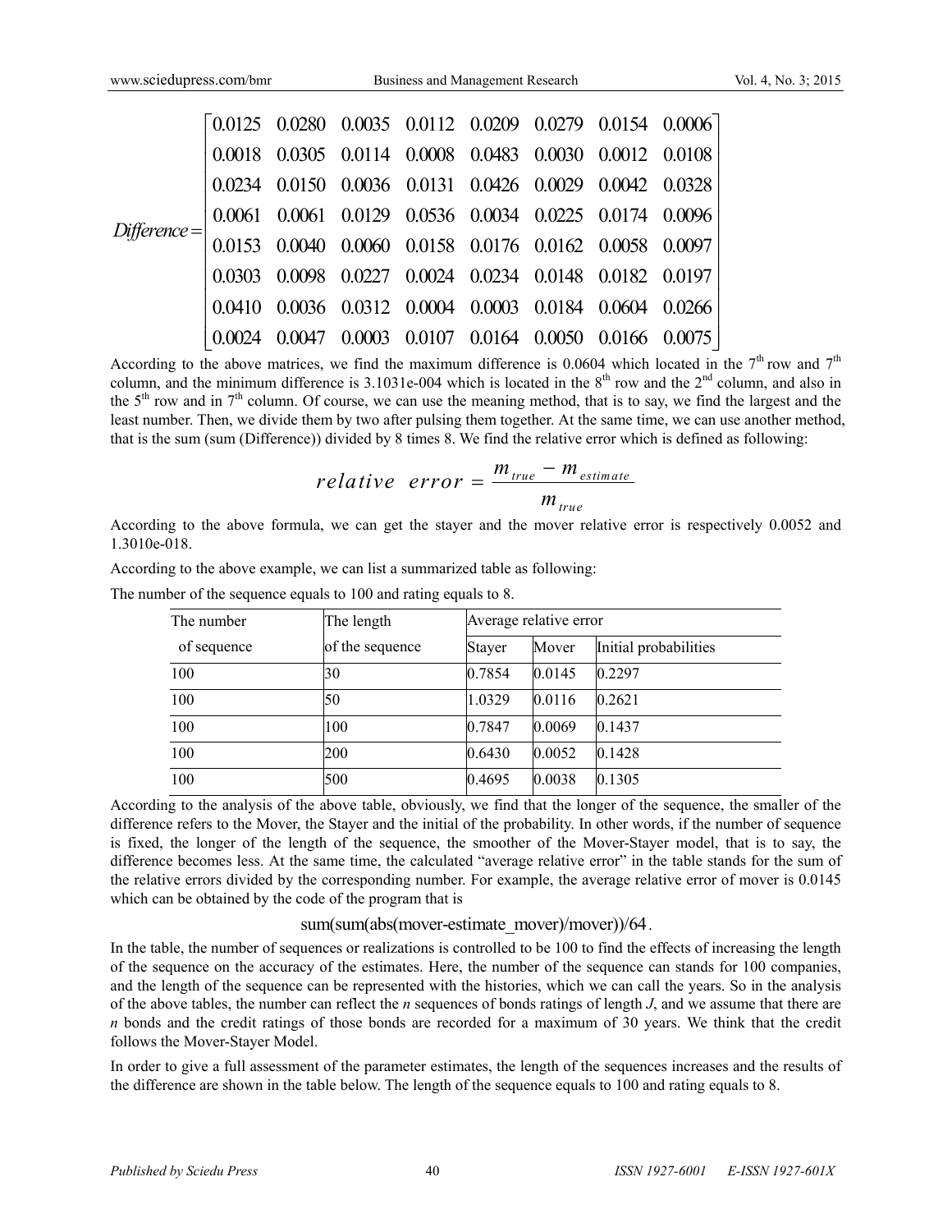$$
Difference = \begin{bmatrix}
0.0125 & 0.0280 & 0.0035 & 0.0112 & 0.0209 & 0.0279 & 0.0154 & 0.0006 \\
0.0018 & 0.0305 & 0.0114 & 0.0008 & 0.0483 & 0.0030 & 0.0012 & 0.0108 \\
0.0234 & 0.0150 & 0.0036 & 0.0131 & 0.0426 & 0.0029 & 0.0042 & 0.0328 \\
0.0061 & 0.0061 & 0.0129 & 0.0536 & 0.0034 & 0.0225 & 0.0174 & 0.0096 \\
0.0153 & 0.0040 & 0.0060 & 0.0158 & 0.0176 & 0.0162 & 0.0058 & 0.0097 \\
0.0303 & 0.0098 & 0.0227 & 0.0024 & 0.0234 & 0.0148 & 0.0182 & 0.0197 \\
0.0410 & 0.0036 & 0.0312 & 0.0004 & 0.0003 & 0.0184 & 0.0604 & 0.0266 \\
0.0024 & 0.0047 & 0.0003 & 0.0107 & 0.0164 & 0.0050 & 0.0166 & 0.0075
\end{bmatrix}
$$

According to the above matrices, we find the maximum difference is 0.0604 which located in the 7th row and 7th column, and the minimum difference is 3.1031e-004 which is located in the 8th row and the 2nd column, and also in the 5th row and in 7th column. Of course, we can use the meaning method, that is to say, we find the largest and the least number. Then, we divide them by two after pulsing them together. At the same time, we can use another method, that is the sum (sum (Difference)) divided by 8 times 8. We find the relative error which is defined as following:

$$
relative \;\; error = \frac{m_{true} - m_{estimate}}{m_{true}}
$$

According to the above formula, we can get the stayer and the mover relative error is respectively 0.0052 and 1.3010e-018.

According to the above example, we can list a summarized table as following:

The number of the sequence equals to 100 and rating equals to 8.

| The number of sequence | The length of the sequence | Average relative error | | |
|---|---|---|---|---|
| | | Stayer | Mover | Initial probabilities |
| 100 | 30 | 0.7854 | 0.0145 | 0.2297 |
| 100 | 50 | 1.0329 | 0.0116 | 0.2621 |
| 100 | 100 | 0.7847 | 0.0069 | 0.1437 |
| 100 | 200 | 0.6430 | 0.0052 | 0.1428 |
| 100 | 500 | 0.4695 | 0.0038 | 0.1305 |

According to the analysis of the above table, obviously, we find that the longer of the sequence, the smaller of the difference refers to the Mover, the Stayer and the initial of the probability. In other words, if the number of sequence is fixed, the longer of the length of the sequence, the smoother of the Mover-Stayer model, that is to say, the difference becomes less. At the same time, the calculated "average relative error" in the table stands for the sum of the relative errors divided by the corresponding number. For example, the average relative error of mover is 0.0145 which can be obtained by the code of the program that is

```
sum(sum(abs(mover-estimate_mover)/mover))/64.
```

In the table, the number of sequences or realizations is controlled to be 100 to find the effects of increasing the length of the sequence on the accuracy of the estimates. Here, the number of the sequence can stands for 100 companies, and the length of the sequence can be represented with the histories, which we can call the years. So in the analysis of the above tables, the number can reflect the *n* sequences of bonds ratings of length *J*, and we assume that there are *n* bonds and the credit ratings of those bonds are recorded for a maximum of 30 years. We think that the credit follows the Mover-Stayer Model.

In order to give a full assessment of the parameter estimates, the length of the sequences increases and the results of the difference are shown in the table below. The length of the sequence equals to 100 and rating equals to 8.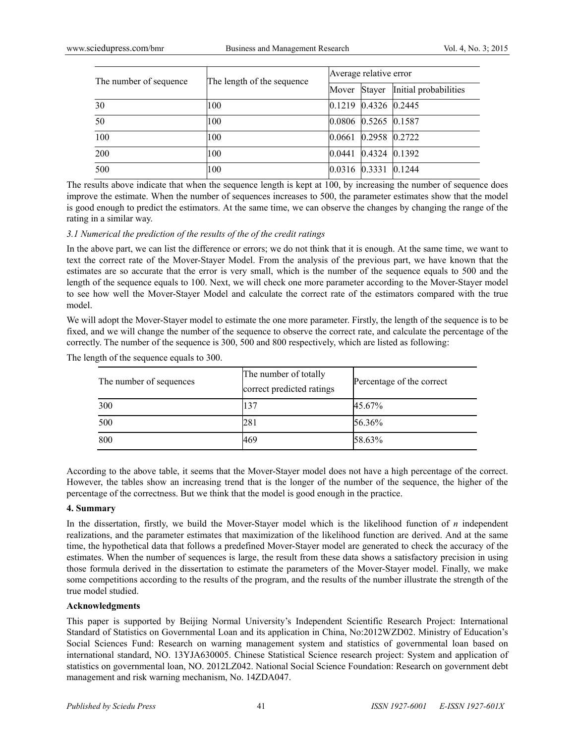| The number of sequence | The length of the sequence | Average relative error | | |
|---|---|---|---|---|
| | | Mover | Stayer | Initial probabilities |
| 30 | 100 | 0.1219 | 0.4326 | 0.2445 |
| 50 | 100 | 0.0806 | 0.5265 | 0.1587 |
| 100 | 100 | 0.0661 | 0.2958 | 0.2722 |
| 200 | 100 | 0.0441 | 0.4324 | 0.1392 |
| 500 | 100 | 0.0316 | 0.3331 | 0.1244 |

The results above indicate that when the sequence length is kept at 100, by increasing the number of sequence does improve the estimate. When the number of sequences increases to 500, the parameter estimates show that the model is good enough to predict the estimators. At the same time, we can observe the changes by changing the range of the rating in a similar way.

### *3.1 Numerical the prediction of the results of the of the credit ratings*

In the above part, we can list the difference or errors; we do not think that it is enough. At the same time, we want to text the correct rate of the Mover-Stayer Model. From the analysis of the previous part, we have known that the estimates are so accurate that the error is very small, which is the number of the sequence equals to 500 and the length of the sequence equals to 100. Next, we will check one more parameter according to the Mover-Stayer model to see how well the Mover-Stayer Model and calculate the correct rate of the estimators compared with the true model.

We will adopt the Mover-Stayer model to estimate the one more parameter. Firstly, the length of the sequence is to be fixed, and we will change the number of the sequence to observe the correct rate, and calculate the percentage of the correctly. The number of the sequence is 300, 500 and 800 respectively, which are listed as following:

The length of the sequence equals to 300.

| The number of sequences | The number of totally correct predicted ratings | Percentage of the correct |
|---|---|---|
| 300 | 137 | 45.67% |
| 500 | 281 | 56.36% |
| 800 | 469 | 58.63% |

According to the above table, it seems that the Mover-Stayer model does not have a high percentage of the correct. However, the tables show an increasing trend that is the longer of the number of the sequence, the higher of the percentage of the correctness. But we think that the model is good enough in the practice.

## 4. Summary

In the dissertation, firstly, we build the Mover-Stayer model which is the likelihood function of $n$ independent realizations, and the parameter estimates that maximization of the likelihood function are derived. And at the same time, the hypothetical data that follows a predefined Mover-Stayer model are generated to check the accuracy of the estimates. When the number of sequences is large, the result from these data shows a satisfactory precision in using those formula derived in the dissertation to estimate the parameters of the Mover-Stayer model. Finally, we make some competitions according to the results of the program, and the results of the number illustrate the strength of the true model studied.

## Acknowledgments

This paper is supported by Beijing Normal University's Independent Scientific Research Project: International Standard of Statistics on Governmental Loan and its application in China, No:2012WZD02. Ministry of Education's Social Sciences Fund: Research on warning management system and statistics of governmental loan based on international standard, NO. 13YJA630005. Chinese Statistical Science research project: System and application of statistics on governmental loan, NO. 2012LZ042. National Social Science Foundation: Research on government debt management and risk warning mechanism, No. 14ZDA047.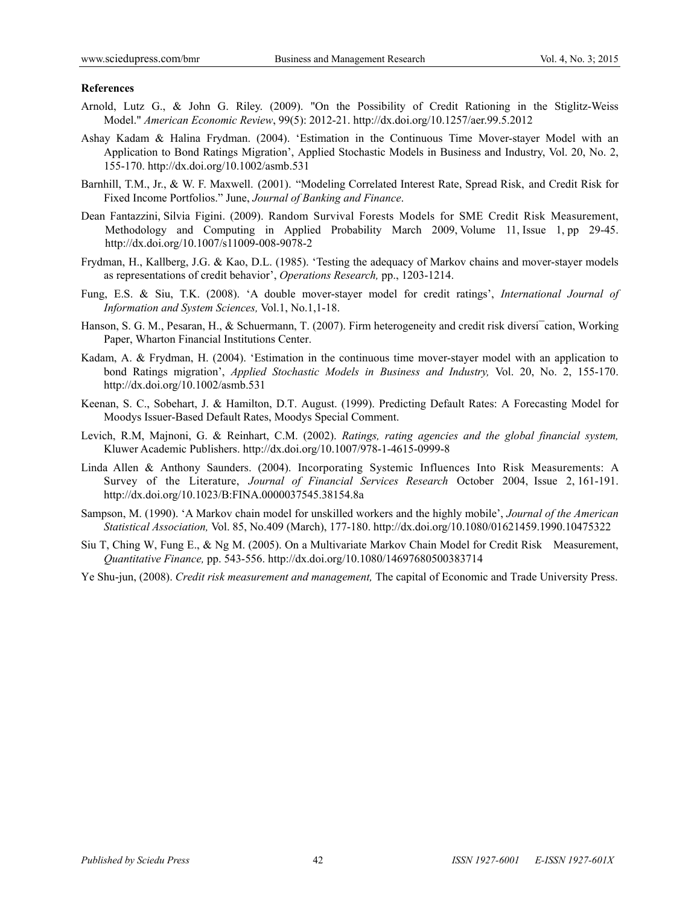**References**

Arnold, Lutz G., & John G. Riley. (2009). "On the Possibility of Credit Rationing in the Stiglitz-Weiss Model." *American Economic Review*, 99(5): 2012-21. http://dx.doi.org/10.1257/aer.99.5.2012

Ashay Kadam & Halina Frydman. (2004). 'Estimation in the Continuous Time Mover-stayer Model with an Application to Bond Ratings Migration', Applied Stochastic Models in Business and Industry, Vol. 20, No. 2, 155-170. http://dx.doi.org/10.1002/asmb.531

Barnhill, T.M., Jr., & W. F. Maxwell. (2001). "Modeling Correlated Interest Rate, Spread Risk, and Credit Risk for Fixed Income Portfolios." June, *Journal of Banking and Finance*.

Dean Fantazzini, Silvia Figini. (2009). Random Survival Forests Models for SME Credit Risk Measurement, Methodology and Computing in Applied Probability March 2009, Volume 11, Issue 1, pp 29-45. http://dx.doi.org/10.1007/s11009-008-9078-2

Frydman, H., Kallberg, J.G. & Kao, D.L. (1985). 'Testing the adequacy of Markov chains and mover-stayer models as representations of credit behavior', *Operations Research,* pp., 1203-1214.

Fung, E.S. & Siu, T.K. (2008). 'A double mover-stayer model for credit ratings', *International Journal of Information and System Sciences,* Vol.1, No.1,1-18.

Hanson, S. G. M., Pesaran, H., & Schuermann, T. (2007). Firm heterogeneity and credit risk diversi¯cation, Working Paper, Wharton Financial Institutions Center.

Kadam, A. & Frydman, H. (2004). 'Estimation in the continuous time mover-stayer model with an application to bond Ratings migration', *Applied Stochastic Models in Business and Industry,* Vol. 20, No. 2, 155-170. http://dx.doi.org/10.1002/asmb.531

Keenan, S. C., Sobehart, J. & Hamilton, D.T. August. (1999). Predicting Default Rates: A Forecasting Model for Moodys Issuer-Based Default Rates, Moodys Special Comment.

Levich, R.M, Majnoni, G. & Reinhart, C.M. (2002). *Ratings, rating agencies and the global financial system,* Kluwer Academic Publishers. http://dx.doi.org/10.1007/978-1-4615-0999-8

Linda Allen & Anthony Saunders. (2004). Incorporating Systemic Influences Into Risk Measurements: A Survey of the Literature, *Journal of Financial Services Research* October 2004, Issue 2, 161-191. http://dx.doi.org/10.1023/B:FINA.0000037545.38154.8a

Sampson, M. (1990). 'A Markov chain model for unskilled workers and the highly mobile', *Journal of the American Statistical Association,* Vol. 85, No.409 (March), 177-180. http://dx.doi.org/10.1080/01621459.1990.10475322

Siu T, Ching W, Fung E., & Ng M. (2005). On a Multivariate Markov Chain Model for Credit Risk Measurement, *Quantitative Finance,* pp. 543-556. http://dx.doi.org/10.1080/14697680500383714

Ye Shu-jun, (2008). *Credit risk measurement and management,* The capital of Economic and Trade University Press.